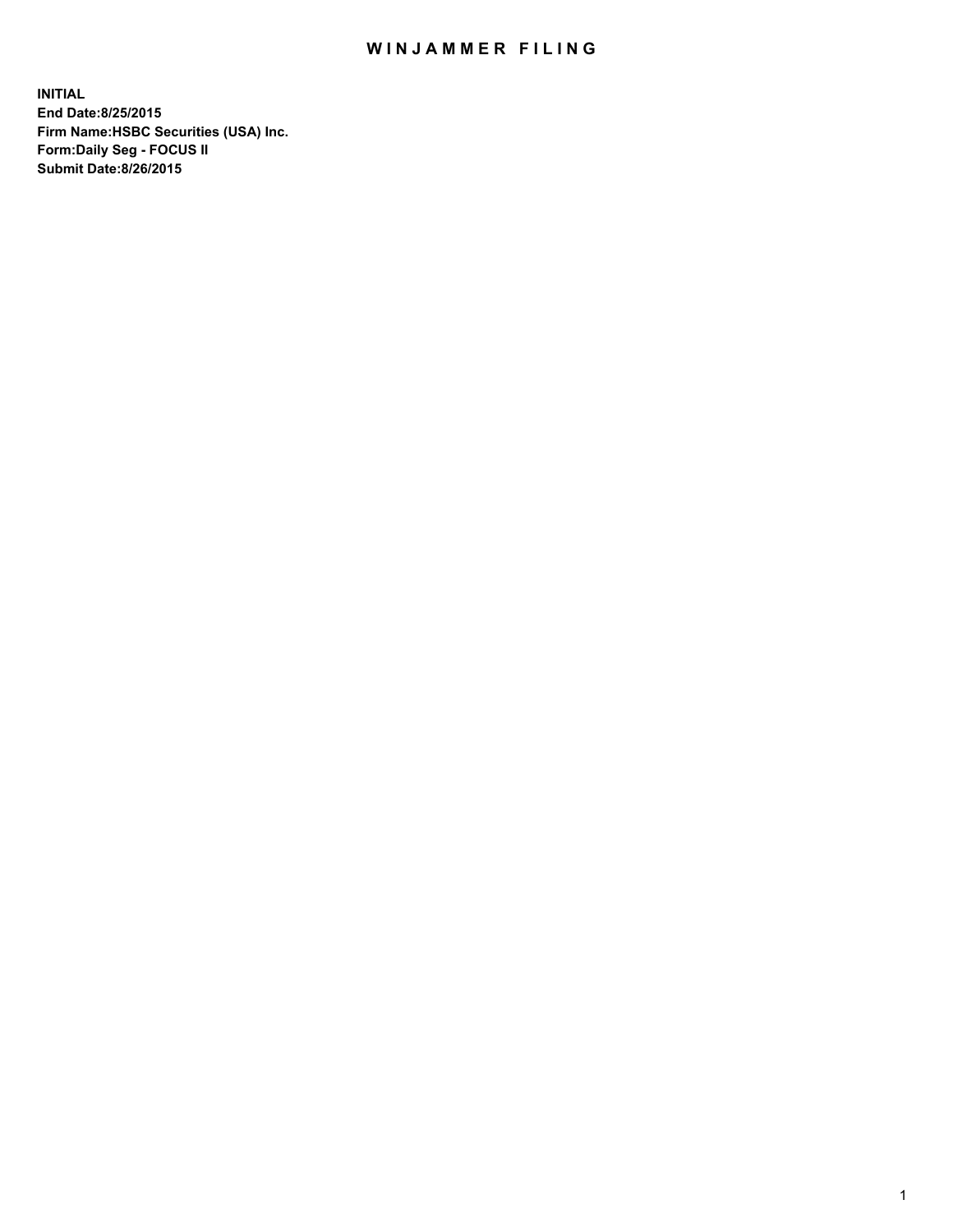# WINJAMMER FILING

**INITIAL**
**End Date:8/25/2015**
**Firm Name:HSBC Securities (USA) Inc.**
**Form:Daily Seg - FOCUS II**
**Submit Date:8/26/2015**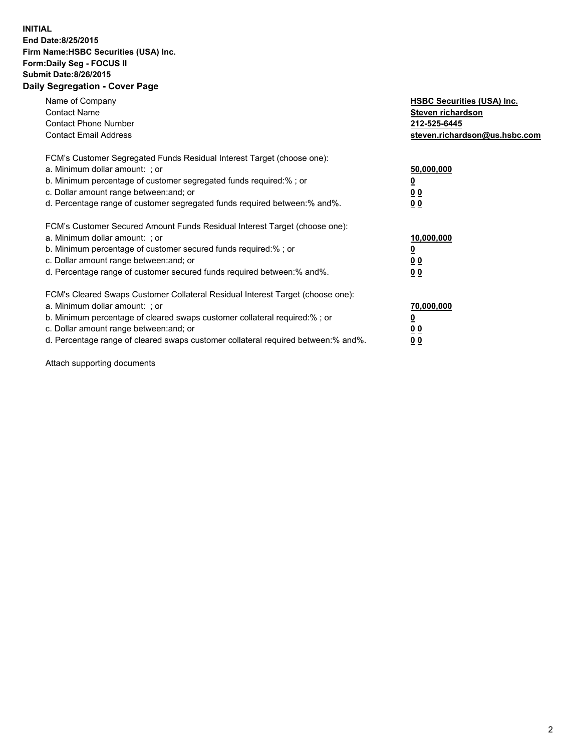**INITIAL**
**End Date:8/25/2015**
**Firm Name:HSBC Securities (USA) Inc.**
**Form:Daily Seg - FOCUS II**
**Submit Date:8/26/2015**

## Daily Segregation - Cover Page

| | |
|---|---|
| Name of Company | **HSBC Securities (USA) Inc.** |
| Contact Name | **Steven richardson** |
| Contact Phone Number | **212-525-6445** |
| Contact Email Address | **steven.richardson@us.hsbc.com** |

| | |
|---|---|
| FCM's Customer Segregated Funds Residual Interest Target (choose one): | |
| a. Minimum dollar amount: ; or | **50,000,000** |
| b. Minimum percentage of customer segregated funds required:% ; or | **0** |
| c. Dollar amount range between:and; or | **0 0** |
| d. Percentage range of customer segregated funds required between:% and%. | **0 0** |

| | |
|---|---|
| FCM's Customer Secured Amount Funds Residual Interest Target (choose one): | |
| a. Minimum dollar amount: ; or | **10,000,000** |
| b. Minimum percentage of customer secured funds required:% ; or | **0** |
| c. Dollar amount range between:and; or | **0 0** |
| d. Percentage range of customer secured funds required between:% and%. | **0 0** |

| | |
|---|---|
| FCM's Cleared Swaps Customer Collateral Residual Interest Target (choose one): | |
| a. Minimum dollar amount: ; or | **70,000,000** |
| b. Minimum percentage of cleared swaps customer collateral required:% ; or | **0** |
| c. Dollar amount range between:and; or | **0 0** |
| d. Percentage range of cleared swaps customer collateral required between:% and%. | **0 0** |

Attach supporting documents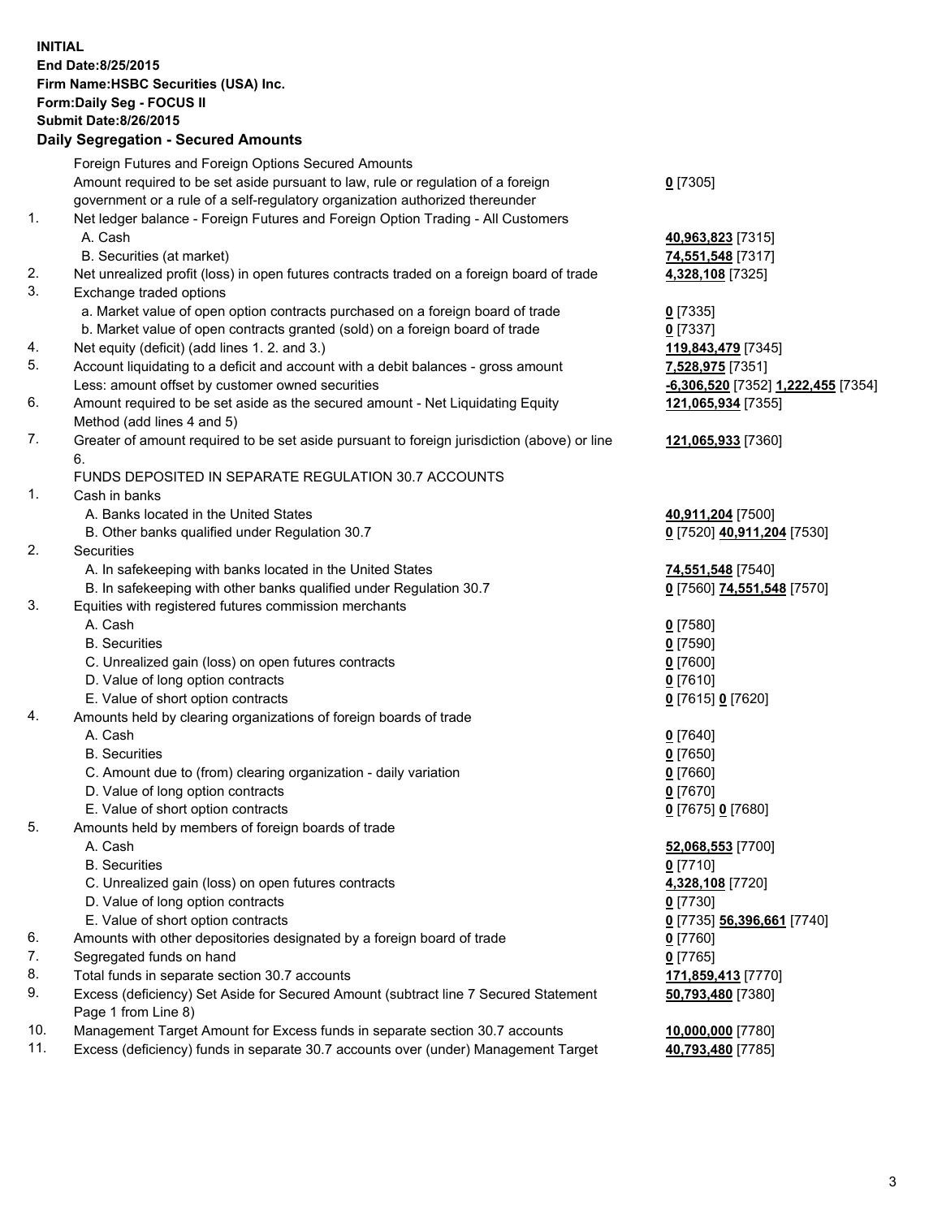**INITIAL**
**End Date:8/25/2015**
**Firm Name:HSBC Securities (USA) Inc.**
**Form:Daily Seg - FOCUS II**
**Submit Date:8/26/2015**

## Daily Segregation - Secured Amounts

| | | |
|---|---|---|
| | Foreign Futures and Foreign Options Secured Amounts | |
| | Amount required to be set aside pursuant to law, rule or regulation of a foreign government or a rule of a self-regulatory organization authorized thereunder | **0** [7305] |
| 1. | Net ledger balance - Foreign Futures and Foreign Option Trading - All Customers | |
| | A. Cash | **40,963,823** [7315] |
| | B. Securities (at market) | **74,551,548** [7317] |
| 2. | Net unrealized profit (loss) in open futures contracts traded on a foreign board of trade | **4,328,108** [7325] |
| 3. | Exchange traded options | |
| | a. Market value of open option contracts purchased on a foreign board of trade | **0** [7335] |
| | b. Market value of open contracts granted (sold) on a foreign board of trade | **0** [7337] |
| 4. | Net equity (deficit) (add lines 1. 2. and 3.) | **119,843,479** [7345] |
| 5. | Account liquidating to a deficit and account with a debit balances - gross amount | **7,528,975** [7351] |
| | Less: amount offset by customer owned securities | **-6,306,520** [7352] **1,222,455** [7354] |
| 6. | Amount required to be set aside as the secured amount - Net Liquidating Equity Method (add lines 4 and 5) | **121,065,934** [7355] |
| 7. | Greater of amount required to be set aside pursuant to foreign jurisdiction (above) or line 6. | **121,065,933** [7360] |
| | FUNDS DEPOSITED IN SEPARATE REGULATION 30.7 ACCOUNTS | |
| 1. | Cash in banks | |
| | A. Banks located in the United States | **40,911,204** [7500] |
| | B. Other banks qualified under Regulation 30.7 | **0** [7520] **40,911,204** [7530] |
| 2. | Securities | |
| | A. In safekeeping with banks located in the United States | **74,551,548** [7540] |
| | B. In safekeeping with other banks qualified under Regulation 30.7 | **0** [7560] **74,551,548** [7570] |
| 3. | Equities with registered futures commission merchants | |
| | A. Cash | **0** [7580] |
| | B. Securities | **0** [7590] |
| | C. Unrealized gain (loss) on open futures contracts | **0** [7600] |
| | D. Value of long option contracts | **0** [7610] |
| | E. Value of short option contracts | **0** [7615] **0** [7620] |
| 4. | Amounts held by clearing organizations of foreign boards of trade | |
| | A. Cash | **0** [7640] |
| | B. Securities | **0** [7650] |
| | C. Amount due to (from) clearing organization - daily variation | **0** [7660] |
| | D. Value of long option contracts | **0** [7670] |
| | E. Value of short option contracts | **0** [7675] **0** [7680] |
| 5. | Amounts held by members of foreign boards of trade | |
| | A. Cash | **52,068,553** [7700] |
| | B. Securities | **0** [7710] |
| | C. Unrealized gain (loss) on open futures contracts | **4,328,108** [7720] |
| | D. Value of long option contracts | **0** [7730] |
| | E. Value of short option contracts | **0** [7735] **56,396,661** [7740] |
| 6. | Amounts with other depositories designated by a foreign board of trade | **0** [7760] |
| 7. | Segregated funds on hand | **0** [7765] |
| 8. | Total funds in separate section 30.7 accounts | **171,859,413** [7770] |
| 9. | Excess (deficiency) Set Aside for Secured Amount (subtract line 7 Secured Statement Page 1 from Line 8) | **50,793,480** [7380] |
| 10. | Management Target Amount for Excess funds in separate section 30.7 accounts | **10,000,000** [7780] |
| 11. | Excess (deficiency) funds in separate 30.7 accounts over (under) Management Target | **40,793,480** [7785] |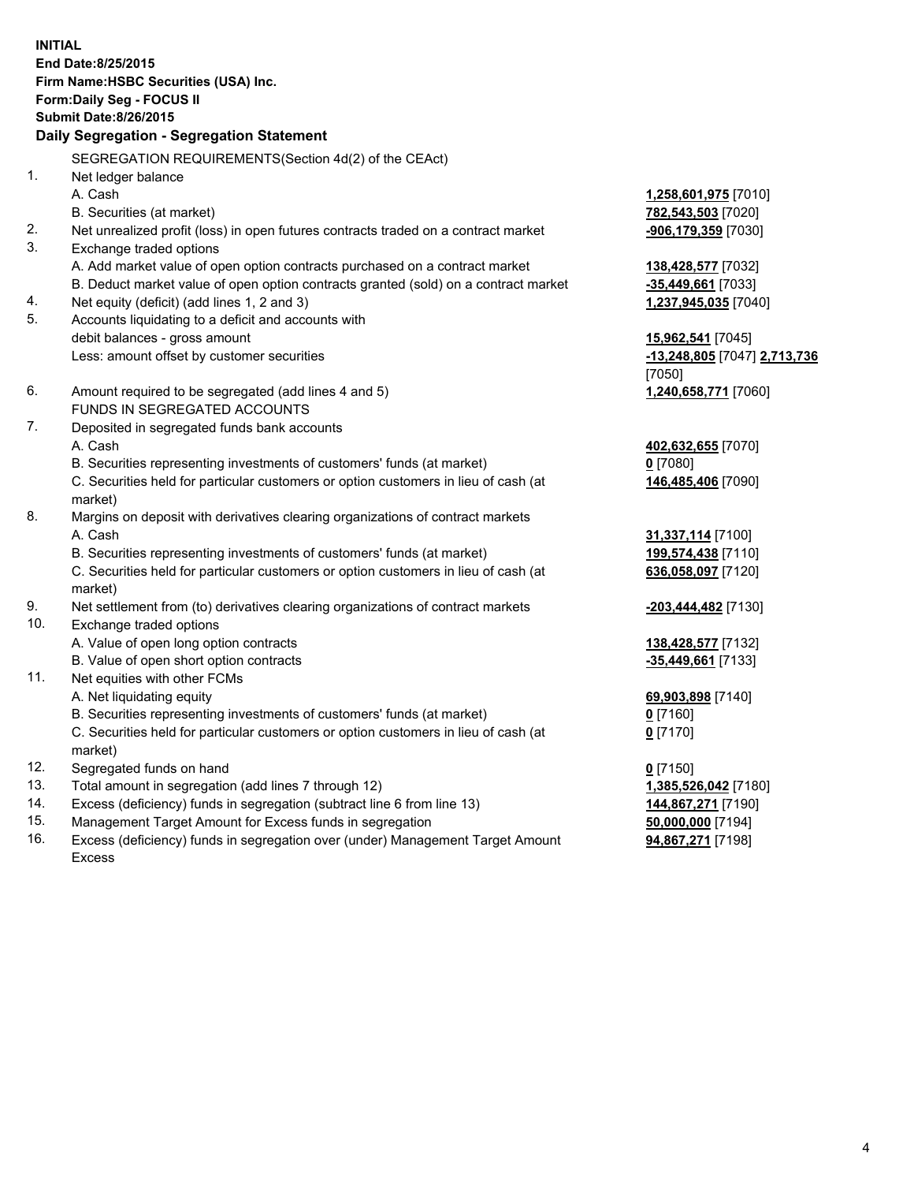**INITIAL**
**End Date:8/25/2015**
**Firm Name:HSBC Securities (USA) Inc.**
**Form:Daily Seg - FOCUS II**
**Submit Date:8/26/2015**

## Daily Segregation - Segregation Statement

SEGREGATION REQUIREMENTS(Section 4d(2) of the CEAct)

| | | |
|---|---|---|
| 1. | Net ledger balance | |
| | A. Cash | **1,258,601,975** [7010] |
| | B. Securities (at market) | **782,543,503** [7020] |
| 2. | Net unrealized profit (loss) in open futures contracts traded on a contract market | **-906,179,359** [7030] |
| 3. | Exchange traded options | |
| | A. Add market value of open option contracts purchased on a contract market | **138,428,577** [7032] |
| | B. Deduct market value of open option contracts granted (sold) on a contract market | **-35,449,661** [7033] |
| 4. | Net equity (deficit) (add lines 1, 2 and 3) | **1,237,945,035** [7040] |
| 5. | Accounts liquidating to a deficit and accounts with debit balances - gross amount | **15,962,541** [7045] |
| | Less: amount offset by customer securities | **-13,248,805** [7047] **2,713,736** [7050] |
| 6. | Amount required to be segregated (add lines 4 and 5) | **1,240,658,771** [7060] |
| | FUNDS IN SEGREGATED ACCOUNTS | |
| 7. | Deposited in segregated funds bank accounts | |
| | A. Cash | **402,632,655** [7070] |
| | B. Securities representing investments of customers' funds (at market) | **0** [7080] |
| | C. Securities held for particular customers or option customers in lieu of cash (at market) | **146,485,406** [7090] |
| 8. | Margins on deposit with derivatives clearing organizations of contract markets | |
| | A. Cash | **31,337,114** [7100] |
| | B. Securities representing investments of customers' funds (at market) | **199,574,438** [7110] |
| | C. Securities held for particular customers or option customers in lieu of cash (at market) | **636,058,097** [7120] |
| 9. | Net settlement from (to) derivatives clearing organizations of contract markets | **-203,444,482** [7130] |
| 10. | Exchange traded options | |
| | A. Value of open long option contracts | **138,428,577** [7132] |
| | B. Value of open short option contracts | **-35,449,661** [7133] |
| 11. | Net equities with other FCMs | |
| | A. Net liquidating equity | **69,903,898** [7140] |
| | B. Securities representing investments of customers' funds (at market) | **0** [7160] |
| | C. Securities held for particular customers or option customers in lieu of cash (at market) | **0** [7170] |
| 12. | Segregated funds on hand | **0** [7150] |
| 13. | Total amount in segregation (add lines 7 through 12) | **1,385,526,042** [7180] |
| 14. | Excess (deficiency) funds in segregation (subtract line 6 from line 13) | **144,867,271** [7190] |
| 15. | Management Target Amount for Excess funds in segregation | **50,000,000** [7194] |
| 16. | Excess (deficiency) funds in segregation over (under) Management Target Amount Excess | **94,867,271** [7198] |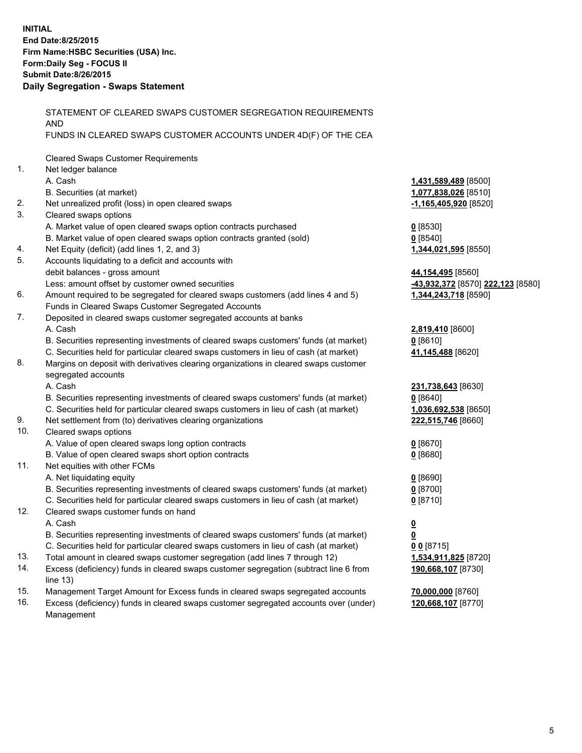**INITIAL**
**End Date:8/25/2015**
**Firm Name:HSBC Securities (USA) Inc.**
**Form:Daily Seg - FOCUS II**
**Submit Date:8/26/2015**
**Daily Segregation - Swaps Statement**

STATEMENT OF CLEARED SWAPS CUSTOMER SEGREGATION REQUIREMENTS AND FUNDS IN CLEARED SWAPS CUSTOMER ACCOUNTS UNDER 4D(F) OF THE CEA

| | | |
|---|---|---|
| | Cleared Swaps Customer Requirements | |
| 1. | Net ledger balance | |
| | A. Cash | **1,431,589,489** [8500] |
| | B. Securities (at market) | **1,077,838,026** [8510] |
| 2. | Net unrealized profit (loss) in open cleared swaps | **-1,165,405,920** [8520] |
| 3. | Cleared swaps options | |
| | A. Market value of open cleared swaps option contracts purchased | **0** [8530] |
| | B. Market value of open cleared swaps option contracts granted (sold) | **0** [8540] |
| 4. | Net Equity (deficit) (add lines 1, 2, and 3) | **1,344,021,595** [8550] |
| 5. | Accounts liquidating to a deficit and accounts with debit balances - gross amount | **44,154,495** [8560] |
| | Less: amount offset by customer owned securities | **-43,932,372** [8570] **222,123** [8580] |
| 6. | Amount required to be segregated for cleared swaps customers (add lines 4 and 5) | **1,344,243,718** [8590] |
| | Funds in Cleared Swaps Customer Segregated Accounts | |
| 7. | Deposited in cleared swaps customer segregated accounts at banks | |
| | A. Cash | **2,819,410** [8600] |
| | B. Securities representing investments of cleared swaps customers' funds (at market) | **0** [8610] |
| | C. Securities held for particular cleared swaps customers in lieu of cash (at market) | **41,145,488** [8620] |
| 8. | Margins on deposit with derivatives clearing organizations in cleared swaps customer segregated accounts | |
| | A. Cash | **231,738,643** [8630] |
| | B. Securities representing investments of cleared swaps customers' funds (at market) | **0** [8640] |
| | C. Securities held for particular cleared swaps customers in lieu of cash (at market) | **1,036,692,538** [8650] |
| 9. | Net settlement from (to) derivatives clearing organizations | **222,515,746** [8660] |
| 10. | Cleared swaps options | |
| | A. Value of open cleared swaps long option contracts | **0** [8670] |
| | B. Value of open cleared swaps short option contracts | **0** [8680] |
| 11. | Net equities with other FCMs | |
| | A. Net liquidating equity | **0** [8690] |
| | B. Securities representing investments of cleared swaps customers' funds (at market) | **0** [8700] |
| | C. Securities held for particular cleared swaps customers in lieu of cash (at market) | **0** [8710] |
| 12. | Cleared swaps customer funds on hand | |
| | A. Cash | **0** |
| | B. Securities representing investments of cleared swaps customers' funds (at market) | **0** |
| | C. Securities held for particular cleared swaps customers in lieu of cash (at market) | **0** **0** [8715] |
| 13. | Total amount in cleared swaps customer segregation (add lines 7 through 12) | **1,534,911,825** [8720] |
| 14. | Excess (deficiency) funds in cleared swaps customer segregation (subtract line 6 from line 13) | **190,668,107** [8730] |
| 15. | Management Target Amount for Excess funds in cleared swaps segregated accounts | **70,000,000** [8760] |
| 16. | Excess (deficiency) funds in cleared swaps customer segregated accounts over (under) Management | **120,668,107** [8770] |